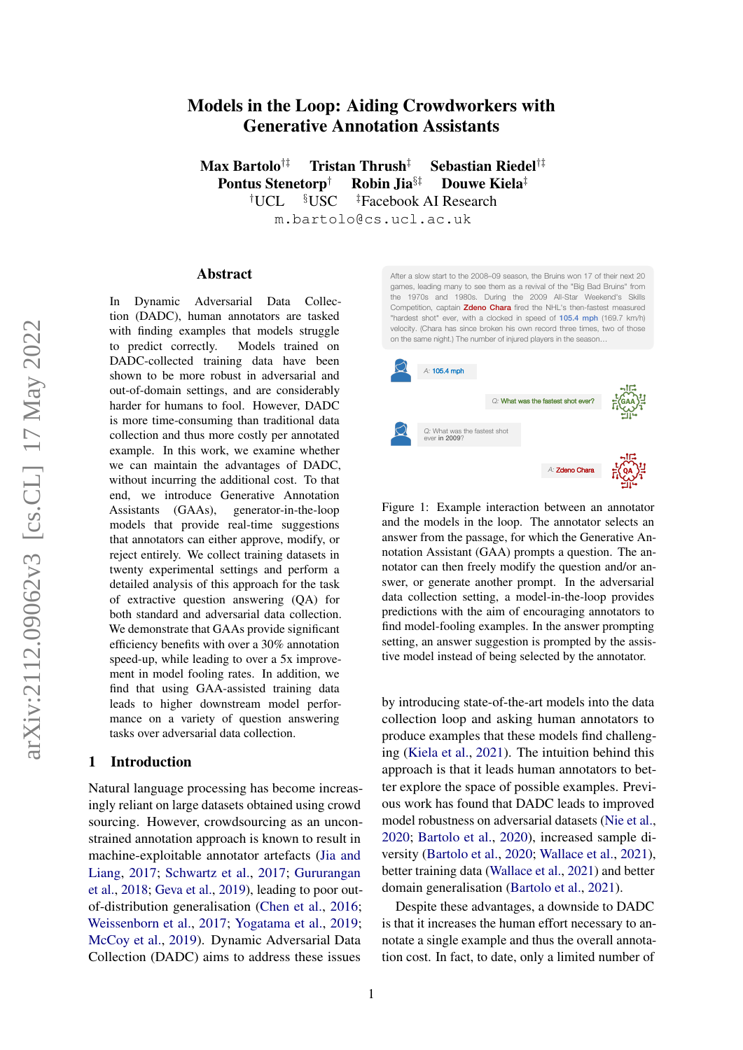# Models in the Loop: Aiding Crowdworkers with Generative Annotation Assistants

**Max Bartolo**[†‡] **Tristan Thrush**[‡] **Sebastian Riedel**[†‡]
**Pontus Stenetorp**[†] **Robin Jia**[§‡] **Douwe Kiela**[‡]
[†]UCL [§]USC [‡]Facebook AI Research
m.bartolo@cs.ucl.ac.uk

## Abstract

In Dynamic Adversarial Data Collection (DADC), human annotators are tasked with finding examples that models struggle to predict correctly. Models trained on DADC-collected training data have been shown to be more robust in adversarial and out-of-domain settings, and are considerably harder for humans to fool. However, DADC is more time-consuming than traditional data collection and thus more costly per annotated example. In this work, we examine whether we can maintain the advantages of DADC, without incurring the additional cost. To that end, we introduce Generative Annotation Assistants (GAAs), generator-in-the-loop models that provide real-time suggestions that annotators can either approve, modify, or reject entirely. We collect training datasets in twenty experimental settings and perform a detailed analysis of this approach for the task of extractive question answering (QA) for both standard and adversarial data collection. We demonstrate that GAAs provide significant efficiency benefits with over a 30% annotation speed-up, while leading to over a 5x improvement in model fooling rates. In addition, we find that using GAA-assisted training data leads to higher downstream model performance on a variety of question answering tasks over adversarial data collection.

## 1 Introduction

Natural language processing has become increasingly reliant on large datasets obtained using crowd sourcing. However, crowdsourcing as an unconstrained annotation approach is known to result in machine-exploitable annotator artefacts (Jia and Liang, 2017; Schwartz et al., 2017; Gururangan et al., 2018; Geva et al., 2019), leading to poor out-of-distribution generalisation (Chen et al., 2016; Weissenborn et al., 2017; Yogatama et al., 2019; McCoy et al., 2019). Dynamic Adversarial Data Collection (DADC) aims to address these issues by introducing state-of-the-art models into the data collection loop and asking human annotators to produce examples that these models find challenging (Kiela et al., 2021). The intuition behind this approach is that it leads human annotators to better explore the space of possible examples. Previous work has found that DADC leads to improved model robustness on adversarial datasets (Nie et al., 2020; Bartolo et al., 2020), increased sample diversity (Bartolo et al., 2020; Wallace et al., 2021), better training data (Wallace et al., 2021) and better domain generalisation (Bartolo et al., 2021).

Despite these advantages, a downside to DADC is that it increases the human effort necessary to annotate a single example and thus the overall annotation cost. In fact, to date, only a limited number of

After a slow start to the 2008–09 season, the Bruins won 17 of their next 20 games, leading many to see them as a revival of the "Big Bad Bruins" from the 1970s and 1980s. During the 2009 All-Star Weekend's Skills Competition, captain Zdeno Chara fired the NHL's then-fastest measured "hardest shot" ever, with a clocked in speed of 105.4 mph (169.7 km/h) velocity. (Chara has since broken his own record three times, two of those on the same night.) The number of injured players in the season...

A: 105.4 mph

Q: What was the fastest shot ever?

Q: What was the fastest shot ever in 2009?

A: Zdeno Chara

Figure 1: Example interaction between an annotator and the models in the loop. The annotator selects an answer from the passage, for which the Generative Annotation Assistant (GAA) prompts a question. The annotator can then freely modify the question and/or answer, or generate another prompt. In the adversarial data collection setting, a model-in-the-loop provides predictions with the aim of encouraging annotators to find model-fooling examples. In the answer prompting setting, an answer suggestion is prompted by the assistive model instead of being selected by the annotator.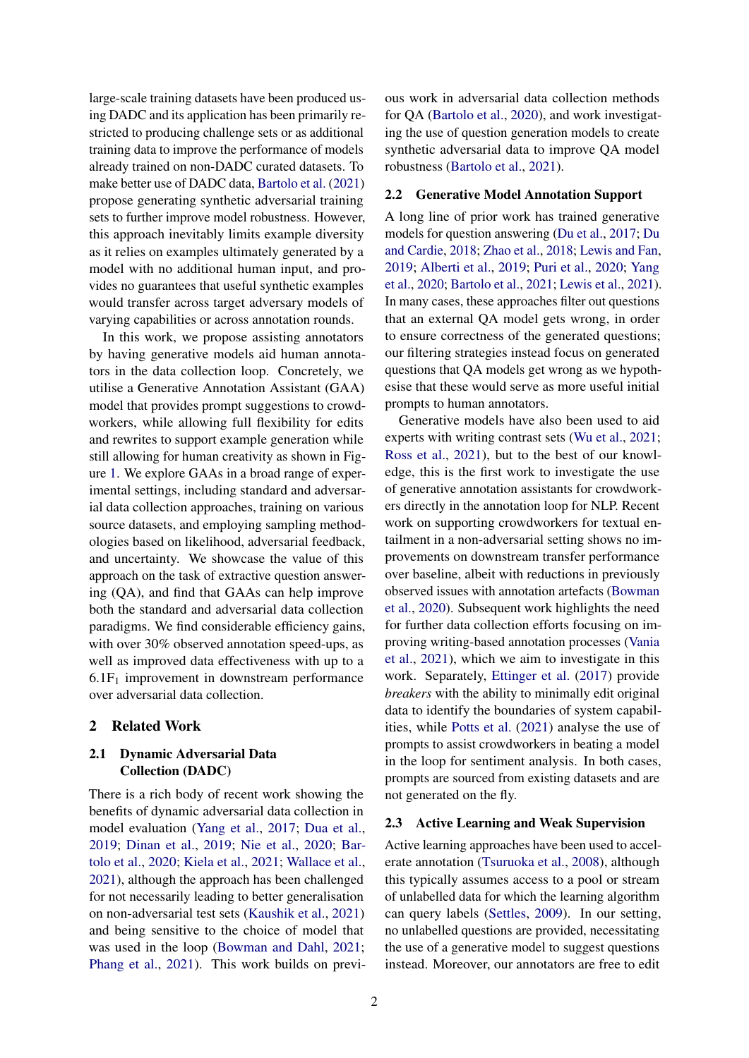large-scale training datasets have been produced using DADC and its application has been primarily restricted to producing challenge sets or as additional training data to improve the performance of models already trained on non-DADC curated datasets. To make better use of DADC data, Bartolo et al. (2021) propose generating synthetic adversarial training sets to further improve model robustness. However, this approach inevitably limits example diversity as it relies on examples ultimately generated by a model with no additional human input, and provides no guarantees that useful synthetic examples would transfer across target adversary models of varying capabilities or across annotation rounds.

In this work, we propose assisting annotators by having generative models aid human annotators in the data collection loop. Concretely, we utilise a Generative Annotation Assistant (GAA) model that provides prompt suggestions to crowdworkers, while allowing full flexibility for edits and rewrites to support example generation while still allowing for human creativity as shown in Figure 1. We explore GAAs in a broad range of experimental settings, including standard and adversarial data collection approaches, training on various source datasets, and employing sampling methodologies based on likelihood, adversarial feedback, and uncertainty. We showcase the value of this approach on the task of extractive question answering (QA), and find that GAAs can help improve both the standard and adversarial data collection paradigms. We find considerable efficiency gains, with over 30% observed annotation speed-ups, as well as improved data effectiveness with up to a 6.1$F_1$ improvement in downstream performance over adversarial data collection.

## 2 Related Work

### 2.1 Dynamic Adversarial Data Collection (DADC)

There is a rich body of recent work showing the benefits of dynamic adversarial data collection in model evaluation (Yang et al., 2017; Dua et al., 2019; Dinan et al., 2019; Nie et al., 2020; Bartolo et al., 2020; Kiela et al., 2021; Wallace et al., 2021), although the approach has been challenged for not necessarily leading to better generalisation on non-adversarial test sets (Kaushik et al., 2021) and being sensitive to the choice of model that was used in the loop (Bowman and Dahl, 2021; Phang et al., 2021). This work builds on previous work in adversarial data collection methods for QA (Bartolo et al., 2020), and work investigating the use of question generation models to create synthetic adversarial data to improve QA model robustness (Bartolo et al., 2021).

### 2.2 Generative Model Annotation Support

A long line of prior work has trained generative models for question answering (Du et al., 2017; Du and Cardie, 2018; Zhao et al., 2018; Lewis and Fan, 2019; Alberti et al., 2019; Puri et al., 2020; Yang et al., 2020; Bartolo et al., 2021; Lewis et al., 2021). In many cases, these approaches filter out questions that an external QA model gets wrong, in order to ensure correctness of the generated questions; our filtering strategies instead focus on generated questions that QA models get wrong as we hypothesise that these would serve as more useful initial prompts to human annotators.

Generative models have also been used to aid experts with writing contrast sets (Wu et al., 2021; Ross et al., 2021), but to the best of our knowledge, this is the first work to investigate the use of generative annotation assistants for crowdworkers directly in the annotation loop for NLP. Recent work on supporting crowdworkers for textual entailment in a non-adversarial setting shows no improvements on downstream transfer performance over baseline, albeit with reductions in previously observed issues with annotation artefacts (Bowman et al., 2020). Subsequent work highlights the need for further data collection efforts focusing on improving writing-based annotation processes (Vania et al., 2021), which we aim to investigate in this work. Separately, Ettinger et al. (2017) provide *breakers* with the ability to minimally edit original data to identify the boundaries of system capabilities, while Potts et al. (2021) analyse the use of prompts to assist crowdworkers in beating a model in the loop for sentiment analysis. In both cases, prompts are sourced from existing datasets and are not generated on the fly.

### 2.3 Active Learning and Weak Supervision

Active learning approaches have been used to accelerate annotation (Tsuruoka et al., 2008), although this typically assumes access to a pool or stream of unlabelled data for which the learning algorithm can query labels (Settles, 2009). In our setting, no unlabelled questions are provided, necessitating the use of a generative model to suggest questions instead. Moreover, our annotators are free to edit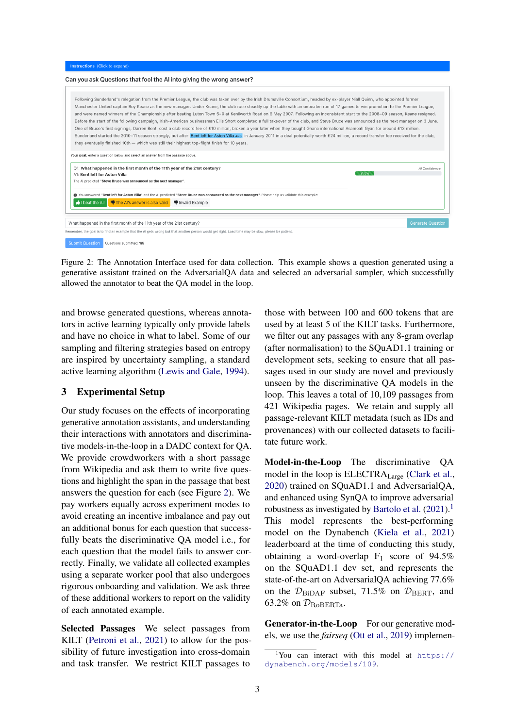Instructions (Click to expand)

Can you ask Questions that fool the AI into giving the wrong answer?

Following Sunderland's relegation from the Premier League, the club was taken over by the Irish Drumaville Consortium, headed by ex-player Niall Quinn, who appointed former Manchester United captain Roy Keane as the new manager. Under Keane, the club rose steadily up the table with an unbeaten run of 17 games to win promotion to the Premier League, and were named winners of the Championship after beating Luton Town 5–0 at Kenilworth Road on 6 May 2007. Following an inconsistent start to the 2008–09 season, Keane resigned. Before the start of the following campaign, Irish-American businessman Ellis Short completed a full takeover of the club, and Steve Bruce was announced as the next manager on 3 June. One of Bruce's first signings, Darren Bent, cost a club record fee of £10 million, broken a year later when they bought Ghana international Asamoah Gyan for around £13 million. Sunderland started the 2010–11 season strongly, but after Bent left for Aston Villa ANS in January 2011 in a deal potentially worth £24 million, a record transfer fee received for the club, they eventually finished 10th — which was still their highest top-flight finish for 10 years.

Your goal: enter a question below and select an answer from the passage above.

Q1: What happened in the first month of the 11th year of the 21st century?
A1: Bent left for Aston Villa
The AI predicted "Steve Bruce was announced as the next manager".

AI Confidence: 21.8%

You answered "Bent left for Aston Villa" and the AI predicted "Steve Bruce was announced as the next manager". Please help us validate this example:
I beat the AI! | The AI's answer is also valid | Invalid Example

What happened in the first month of the 11th year of the 21st century? | Generate Question

Remember, the goal is to find an example that the AI gets wrong but that another person would get right. Load time may be slow; please be patient.

Submit Question | Questions submitted: 1/5

Figure 2: The Annotation Interface used for data collection. This example shows a question generated using a generative assistant trained on the AdversarialQA data and selected an adversarial sampler, which successfully allowed the annotator to beat the QA model in the loop.

and browse generated questions, whereas annotators in active learning typically only provide labels and have no choice in what to label. Some of our sampling and filtering strategies based on entropy are inspired by uncertainty sampling, a standard active learning algorithm (Lewis and Gale, 1994).

## 3 Experimental Setup

Our study focuses on the effects of incorporating generative annotation assistants, and understanding their interactions with annotators and discriminative models-in-the-loop in a DADC context for QA. We provide crowdworkers with a short passage from Wikipedia and ask them to write five questions and highlight the span in the passage that best answers the question for each (see Figure 2). We pay workers equally across experiment modes to avoid creating an incentive imbalance and pay out an additional bonus for each question that successfully beats the discriminative QA model i.e., for each question that the model fails to answer correctly. Finally, we validate all collected examples using a separate worker pool that also undergoes rigorous onboarding and validation. We ask three of these additional workers to report on the validity of each annotated example.

**Selected Passages** We select passages from KILT (Petroni et al., 2021) to allow for the possibility of future investigation into cross-domain and task transfer. We restrict KILT passages to those with between 100 and 600 tokens that are used by at least 5 of the KILT tasks. Furthermore, we filter out any passages with any 8-gram overlap (after normalisation) to the SQuAD1.1 training or development sets, seeking to ensure that all passages used in our study are novel and previously unseen by the discriminative QA models in the loop. This leaves a total of 10,109 passages from 421 Wikipedia pages. We retain and supply all passage-relevant KILT metadata (such as IDs and provenances) with our collected datasets to facilitate future work.

**Model-in-the-Loop** The discriminative QA model in the loop is $\text{ELECTRA}_{\text{Large}}$ (Clark et al., 2020) trained on SQuAD1.1 and AdversarialQA, and enhanced using SynQA to improve adversarial robustness as investigated by Bartolo et al. (2021).[1] This model represents the best-performing model on the Dynabench (Kiela et al., 2021) leaderboard at the time of conducting this study, obtaining a word-overlap $F_1$ score of 94.5% on the SQuAD1.1 dev set, and represents the state-of-the-art on AdversarialQA achieving 77.6% on the $\mathcal{D}_{\text{BiDAF}}$ subset, 71.5% on $\mathcal{D}_{\text{BERT}}$, and 63.2% on $\mathcal{D}_{\text{RoBERTa}}$.

**Generator-in-the-Loop** For our generative models, we use the *fairseq* (Ott et al., 2019) implemen-

[1]You can interact with this model at https://dynabench.org/models/109.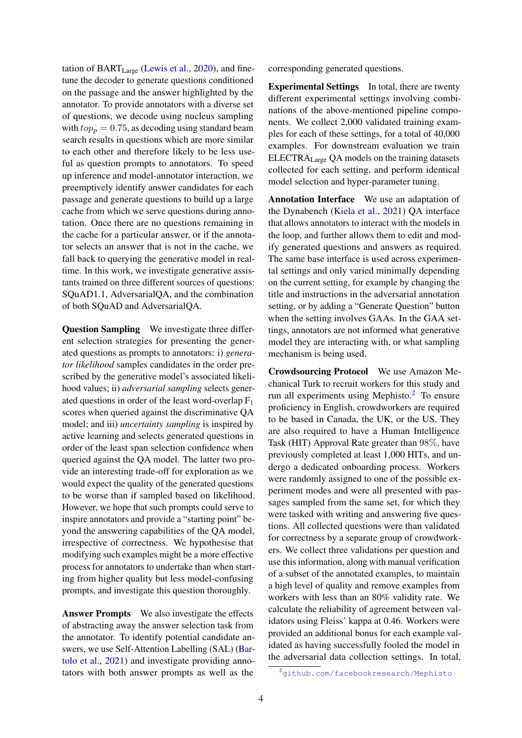tation of $BART_{Large}$ (Lewis et al., 2020), and fine-tune the decoder to generate questions conditioned on the passage and the answer highlighted by the annotator. To provide annotators with a diverse set of questions, we decode using nucleus sampling with $top_p = 0.75$, as decoding using standard beam search results in questions which are more similar to each other and therefore likely to be less useful as question prompts to annotators. To speed up inference and model-annotator interaction, we preemptively identify answer candidates for each passage and generate questions to build up a large cache from which we serve questions during annotation. Once there are no questions remaining in the cache for a particular answer, or if the annotator selects an answer that is not in the cache, we fall back to querying the generative model in real-time. In this work, we investigate generative assistants trained on three different sources of questions: SQuAD1.1, AdversarialQA, and the combination of both SQuAD and AdversarialQA.

**Question Sampling** We investigate three different selection strategies for presenting the generated questions as prompts to annotators: i) *generator likelihood* samples candidates in the order prescribed by the generative model's associated likelihood values; ii) *adversarial sampling* selects generated questions in order of the least word-overlap $F_1$ scores when queried against the discriminative QA model; and iii) *uncertainty sampling* is inspired by active learning and selects generated questions in order of the least span selection confidence when queried against the QA model. The latter two provide an interesting trade-off for exploration as we would expect the quality of the generated questions to be worse than if sampled based on likelihood. However, we hope that such prompts could serve to inspire annotators and provide a "starting point" beyond the answering capabilities of the QA model, irrespective of correctness. We hypothesise that modifying such examples might be a more effective process for annotators to undertake than when starting from higher quality but less model-confusing prompts, and investigate this question thoroughly.

**Answer Prompts** We also investigate the effects of abstracting away the answer selection task from the annotator. To identify potential candidate answers, we use Self-Attention Labelling (SAL) (Bartolo et al., 2021) and investigate providing annotators with both answer prompts as well as the corresponding generated questions.

**Experimental Settings** In total, there are twenty different experimental settings involving combinations of the above-mentioned pipeline components. We collect 2,000 validated training examples for each of these settings, for a total of 40,000 examples. For downstream evaluation we train $ELECTRA_{Large}$ QA models on the training datasets collected for each setting, and perform identical model selection and hyper-parameter tuning.

**Annotation Interface** We use an adaptation of the Dynabench (Kiela et al., 2021) QA interface that allows annotators to interact with the models in the loop, and further allows them to edit and modify generated questions and answers as required. The same base interface is used across experimental settings and only varied minimally depending on the current setting, for example by changing the title and instructions in the adversarial annotation setting, or by adding a "Generate Question" button when the setting involves GAAs. In the GAA settings, annotators are not informed what generative model they are interacting with, or what sampling mechanism is being used.

**Crowdsourcing Protocol** We use Amazon Mechanical Turk to recruit workers for this study and run all experiments using Mephisto.[2] To ensure proficiency in English, crowdworkers are required to be based in Canada, the UK, or the US. They are also required to have a Human Intelligence Task (HIT) Approval Rate greater than 98%, have previously completed at least 1,000 HITs, and undergo a dedicated onboarding process. Workers were randomly assigned to one of the possible experiment modes and were all presented with passages sampled from the same set, for which they were tasked with writing and answering five questions. All collected questions were than validated for correctness by a separate group of crowdworkers. We collect three validations per question and use this information, along with manual verification of a subset of the annotated examples, to maintain a high level of quality and remove examples from workers with less than an 80% validity rate. We calculate the reliability of agreement between validators using Fleiss' kappa at 0.46. Workers were provided an additional bonus for each example validated as having successfully fooled the model in the adversarial data collection settings. In total,

[2] github.com/facebookresearch/Mephisto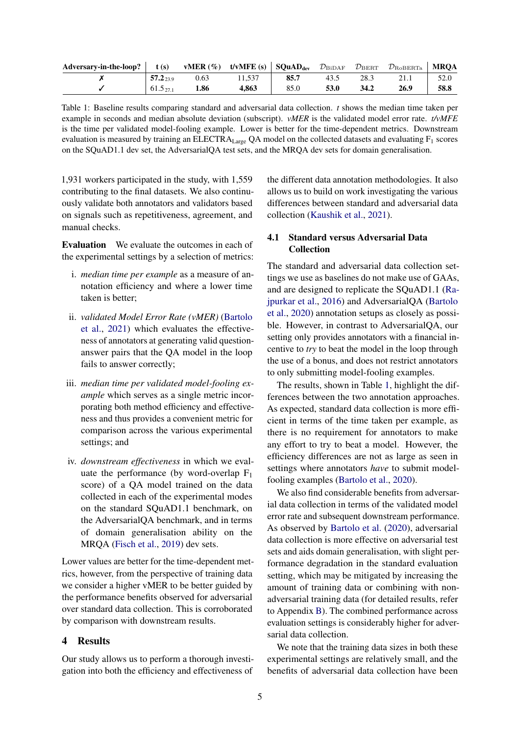| Adversary-in-the-loop? | t (s) | vMER (%) | t/vMFE (s) | $\text{SQuAD}_{\text{dev}}$ | $\mathcal{D}_{\text{BiDAF}}$ | $\mathcal{D}_{\text{BERT}}$ | $\mathcal{D}_{\text{RoBERTa}}$ | MRQA |
|---|---|---|---|---|---|---|---|---|
| ✗ | **57.2** $_{23.9}$ | 0.63 | 11,537 | **85.7** | 43.5 | 28.3 | 21.1 | 52.0 |
| ✓ | 61.5 $_{27.1}$ | **1.86** | **4,863** | 85.0 | **53.0** | **34.2** | **26.9** | **58.8** |

Table 1: Baseline results comparing standard and adversarial data collection. *t* shows the median time taken per example in seconds and median absolute deviation (subscript). *vMER* is the validated model error rate. *t/vMFE* is the time per validated model-fooling example. Lower is better for the time-dependent metrics. Downstream evaluation is measured by training an $\text{ELECTRA}_{\text{Large}}$ QA model on the collected datasets and evaluating $\text{F}_1$ scores on the SQuAD1.1 dev set, the AdversarialQA test sets, and the MRQA dev sets for domain generalisation.

1,931 workers participated in the study, with 1,559 contributing to the final datasets. We also continuously validate both annotators and validators based on signals such as repetitiveness, agreement, and manual checks.

**Evaluation** We evaluate the outcomes in each of the experimental settings by a selection of metrics:

i. *median time per example* as a measure of annotation efficiency and where a lower time taken is better;

ii. *validated Model Error Rate (vMER)* (Bartolo et al., 2021) which evaluates the effectiveness of annotators at generating valid question-answer pairs that the QA model in the loop fails to answer correctly;

iii. *median time per validated model-fooling example* which serves as a single metric incorporating both method efficiency and effectiveness and thus provides a convenient metric for comparison across the various experimental settings; and

iv. *downstream effectiveness* in which we evaluate the performance (by word-overlap $\text{F}_1$ score) of a QA model trained on the data collected in each of the experimental modes on the standard SQuAD1.1 benchmark, on the AdversarialQA benchmark, and in terms of domain generalisation ability on the MRQA (Fisch et al., 2019) dev sets.

Lower values are better for the time-dependent metrics, however, from the perspective of training data we consider a higher vMER to be better guided by the performance benefits observed for adversarial over standard data collection. This is corroborated by comparison with downstream results.

## 4 Results

Our study allows us to perform a thorough investigation into both the efficiency and effectiveness of the different data annotation methodologies. It also allows us to build on work investigating the various differences between standard and adversarial data collection (Kaushik et al., 2021).

### 4.1 Standard versus Adversarial Data Collection

The standard and adversarial data collection settings we use as baselines do not make use of GAAs, and are designed to replicate the SQuAD1.1 (Rajpurkar et al., 2016) and AdversarialQA (Bartolo et al., 2020) annotation setups as closely as possible. However, in contrast to AdversarialQA, our setting only provides annotators with a financial incentive to *try* to beat the model in the loop through the use of a bonus, and does not restrict annotators to only submitting model-fooling examples.

The results, shown in Table 1, highlight the differences between the two annotation approaches. As expected, standard data collection is more efficient in terms of the time taken per example, as there is no requirement for annotators to make any effort to try to beat a model. However, the efficiency differences are not as large as seen in settings where annotators *have* to submit model-fooling examples (Bartolo et al., 2020).

We also find considerable benefits from adversarial data collection in terms of the validated model error rate and subsequent downstream performance. As observed by Bartolo et al. (2020), adversarial data collection is more effective on adversarial test sets and aids domain generalisation, with slight performance degradation in the standard evaluation setting, which may be mitigated by increasing the amount of training data or combining with non-adversarial training data (for detailed results, refer to Appendix B). The combined performance across evaluation settings is considerably higher for adversarial data collection.

We note that the training data sizes in both these experimental settings are relatively small, and the benefits of adversarial data collection have been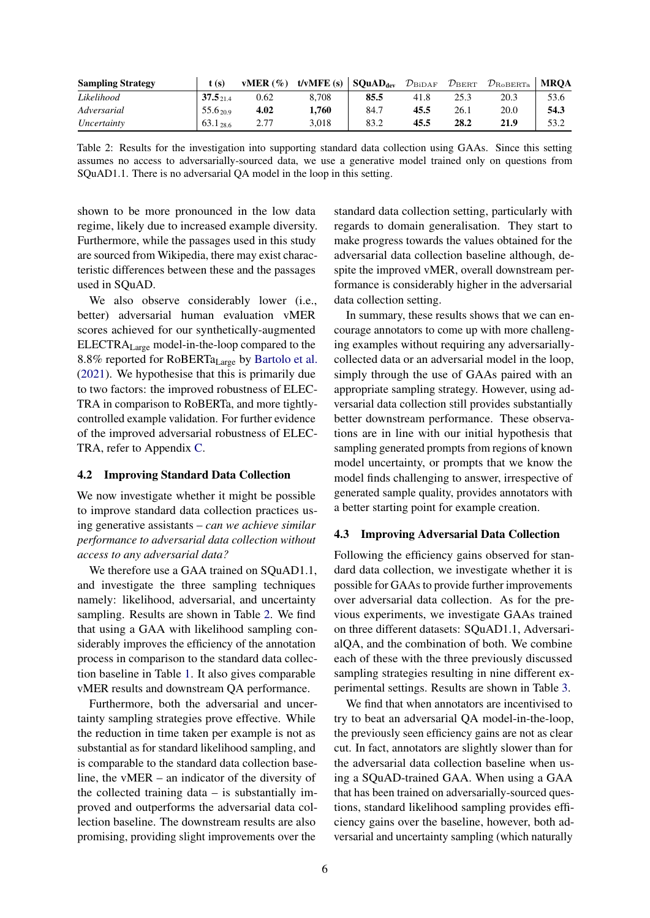| **Sampling Strategy** | **t (s)** | **vMER (%)** | **t/vMFE (s)** | **SQuAD$_{\text{dev}}$** | $\mathcal{D}_{\text{BiDAF}}$ | $\mathcal{D}_{\text{BERT}}$ | $\mathcal{D}_{\text{RoBERTa}}$ | **MRQA** |
|---|---|---|---|---|---|---|---|---|
| *Likelihood* | **37.5**$_{21.4}$ | 0.62 | 8,708 | **85.5** | 41.8 | 25.3 | 20.3 | 53.6 |
| *Adversarial* | 55.6$_{20.9}$ | **4.02** | **1,760** | 84.7 | **45.5** | 26.1 | 20.0 | **54.3** |
| *Uncertainty* | 63.1$_{28.6}$ | 2.77 | 3,018 | 83.2 | **45.5** | **28.2** | **21.9** | 53.2 |

Table 2: Results for the investigation into supporting standard data collection using GAAs. Since this setting assumes no access to adversarially-sourced data, we use a generative model trained only on questions from SQuAD1.1. There is no adversarial QA model in the loop in this setting.

shown to be more pronounced in the low data regime, likely due to increased example diversity. Furthermore, while the passages used in this study are sourced from Wikipedia, there may exist characteristic differences between these and the passages used in SQuAD.

We also observe considerably lower (i.e., better) adversarial human evaluation vMER scores achieved for our synthetically-augmented ELECTRA$_{\text{Large}}$ model-in-the-loop compared to the 8.8% reported for RoBERTa$_{\text{Large}}$ by Bartolo et al. (2021). We hypothesise that this is primarily due to two factors: the improved robustness of ELECTRA in comparison to RoBERTa, and more tightly-controlled example validation. For further evidence of the improved adversarial robustness of ELECTRA, refer to Appendix C.

### 4.2 Improving Standard Data Collection

We now investigate whether it might be possible to improve standard data collection practices using generative assistants – *can we achieve similar performance to adversarial data collection without access to any adversarial data?*

We therefore use a GAA trained on SQuAD1.1, and investigate the three sampling techniques namely: likelihood, adversarial, and uncertainty sampling. Results are shown in Table 2. We find that using a GAA with likelihood sampling considerably improves the efficiency of the annotation process in comparison to the standard data collection baseline in Table 1. It also gives comparable vMER results and downstream QA performance.

Furthermore, both the adversarial and uncertainty sampling strategies prove effective. While the reduction in time taken per example is not as substantial as for standard likelihood sampling, and is comparable to the standard data collection baseline, the vMER – an indicator of the diversity of the collected training data – is substantially improved and outperforms the adversarial data collection baseline. The downstream results are also promising, providing slight improvements over the standard data collection setting, particularly with regards to domain generalisation. They start to make progress towards the values obtained for the adversarial data collection baseline although, despite the improved vMER, overall downstream performance is considerably higher in the adversarial data collection setting.

In summary, these results shows that we can encourage annotators to come up with more challenging examples without requiring any adversarially-collected data or an adversarial model in the loop, simply through the use of GAAs paired with an appropriate sampling strategy. However, using adversarial data collection still provides substantially better downstream performance. These observations are in line with our initial hypothesis that sampling generated prompts from regions of known model uncertainty, or prompts that we know the model finds challenging to answer, irrespective of generated sample quality, provides annotators with a better starting point for example creation.

### 4.3 Improving Adversarial Data Collection

Following the efficiency gains observed for standard data collection, we investigate whether it is possible for GAAs to provide further improvements over adversarial data collection. As for the previous experiments, we investigate GAAs trained on three different datasets: SQuAD1.1, AdversarialQA, and the combination of both. We combine each of these with the three previously discussed sampling strategies resulting in nine different experimental settings. Results are shown in Table 3.

We find that when annotators are incentivised to try to beat an adversarial QA model-in-the-loop, the previously seen efficiency gains are not as clear cut. In fact, annotators are slightly slower than for the adversarial data collection baseline when using a SQuAD-trained GAA. When using a GAA that has been trained on adversarially-sourced questions, standard likelihood sampling provides efficiency gains over the baseline, however, both adversarial and uncertainty sampling (which naturally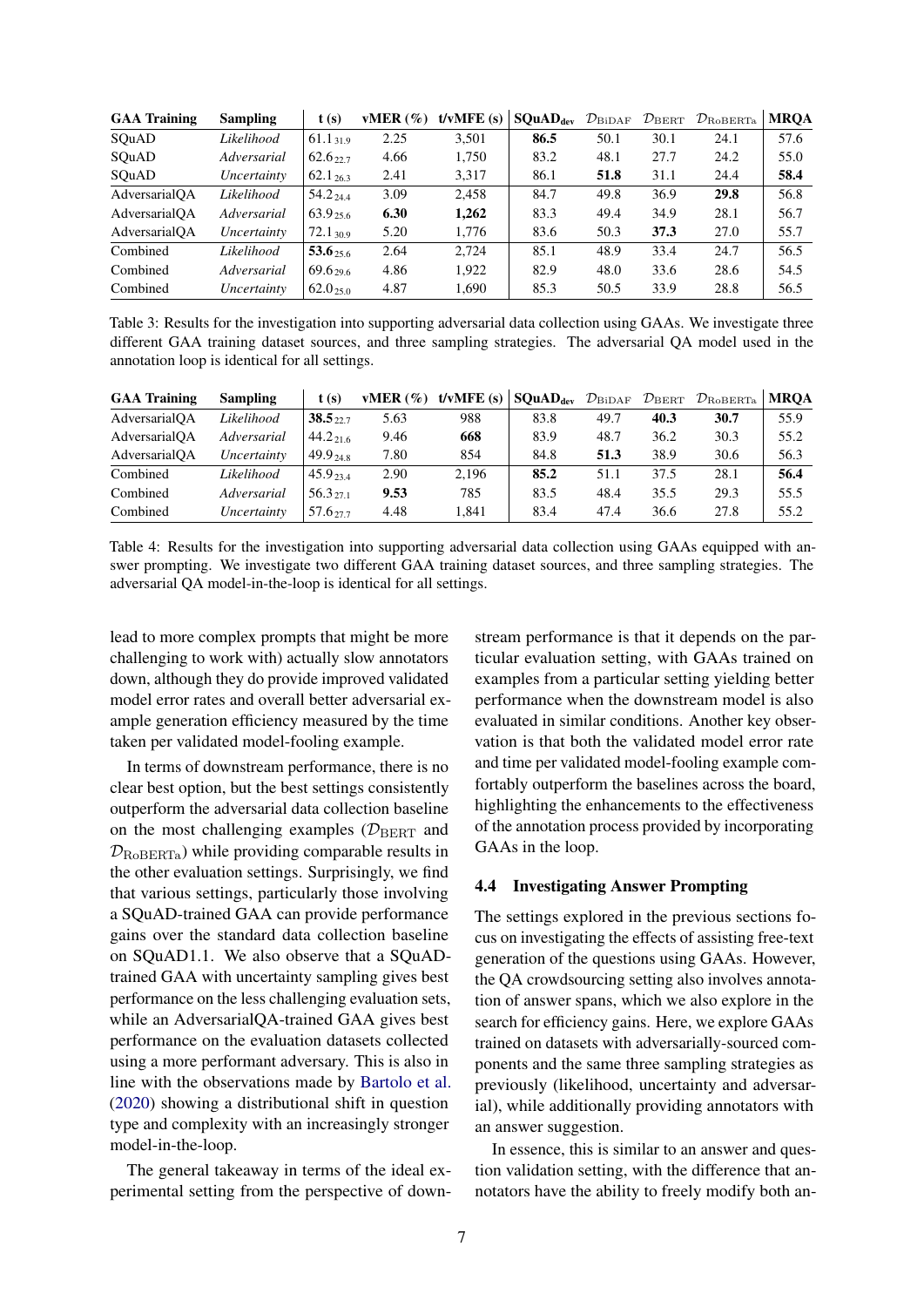| GAA Training | Sampling | t (s) | vMER (%) | t/vMFE (s) | **SQuAD$_{\text{dev}}$** | $\mathcal{D}_{\text{BiDAF}}$ | $\mathcal{D}_{\text{BERT}}$ | $\mathcal{D}_{\text{RoBERTa}}$ | **MRQA** |
|---|---|---|---|---|---|---|---|---|---|
| SQuAD | *Likelihood* | $61.1_{31.9}$ | 2.25 | 3,501 | **86.5** | 50.1 | 30.1 | 24.1 | 57.6 |
| SQuAD | *Adversarial* | $62.6_{22.7}$ | 4.66 | 1,750 | 83.2 | 48.1 | 27.7 | 24.2 | 55.0 |
| SQuAD | *Uncertainty* | $62.1_{26.3}$ | 2.41 | 3,317 | 86.1 | **51.8** | 31.1 | 24.4 | **58.4** |
| AdversarialQA | *Likelihood* | $54.2_{24.4}$ | 3.09 | 2,458 | 84.7 | 49.8 | 36.9 | **29.8** | 56.8 |
| AdversarialQA | *Adversarial* | $63.9_{25.6}$ | **6.30** | **1,262** | 83.3 | 49.4 | 34.9 | 28.1 | 56.7 |
| AdversarialQA | *Uncertainty* | $72.1_{30.9}$ | 5.20 | 1,776 | 83.6 | 50.3 | **37.3** | 27.0 | 55.7 |
| Combined | *Likelihood* | $\mathbf{53.6}_{25.6}$ | 2.64 | 2,724 | 85.1 | 48.9 | 33.4 | 24.7 | 56.5 |
| Combined | *Adversarial* | $69.6_{29.6}$ | 4.86 | 1,922 | 82.9 | 48.0 | 33.6 | 28.6 | 54.5 |
| Combined | *Uncertainty* | $62.0_{25.0}$ | 4.87 | 1,690 | 85.3 | 50.5 | 33.9 | 28.8 | 56.5 |

Table 3: Results for the investigation into supporting adversarial data collection using GAAs. We investigate three different GAA training dataset sources, and three sampling strategies. The adversarial QA model used in the annotation loop is identical for all settings.

| GAA Training | Sampling | t (s) | vMER (%) | t/vMFE (s) | **SQuAD$_{\text{dev}}$** | $\mathcal{D}_{\text{BiDAF}}$ | $\mathcal{D}_{\text{BERT}}$ | $\mathcal{D}_{\text{RoBERTa}}$ | **MRQA** |
|---|---|---|---|---|---|---|---|---|---|
| AdversarialQA | *Likelihood* | $\mathbf{38.5}_{22.7}$ | 5.63 | 988 | 83.8 | 49.7 | **40.3** | **30.7** | 55.9 |
| AdversarialQA | *Adversarial* | $44.2_{21.6}$ | 9.46 | **668** | 83.9 | 48.7 | 36.2 | 30.3 | 55.2 |
| AdversarialQA | *Uncertainty* | $49.9_{24.8}$ | 7.80 | 854 | 84.8 | **51.3** | 38.9 | 30.6 | 56.3 |
| Combined | *Likelihood* | $45.9_{23.4}$ | 2.90 | 2,196 | **85.2** | 51.1 | 37.5 | 28.1 | **56.4** |
| Combined | *Adversarial* | $56.3_{27.1}$ | **9.53** | 785 | 83.5 | 48.4 | 35.5 | 29.3 | 55.5 |
| Combined | *Uncertainty* | $57.6_{27.7}$ | 4.48 | 1,841 | 83.4 | 47.4 | 36.6 | 27.8 | 55.2 |

Table 4: Results for the investigation into supporting adversarial data collection using GAAs equipped with answer prompting. We investigate two different GAA training dataset sources, and three sampling strategies. The adversarial QA model-in-the-loop is identical for all settings.

lead to more complex prompts that might be more challenging to work with) actually slow annotators down, although they do provide improved validated model error rates and overall better adversarial example generation efficiency measured by the time taken per validated model-fooling example.

In terms of downstream performance, there is no clear best option, but the best settings consistently outperform the adversarial data collection baseline on the most challenging examples ($\mathcal{D}_{\text{BERT}}$ and $\mathcal{D}_{\text{RoBERTa}}$) while providing comparable results in the other evaluation settings. Surprisingly, we find that various settings, particularly those involving a SQuAD-trained GAA can provide performance gains over the standard data collection baseline on SQuAD1.1. We also observe that a SQuAD-trained GAA with uncertainty sampling gives best performance on the less challenging evaluation sets, while an AdversarialQA-trained GAA gives best performance on the evaluation datasets collected using a more performant adversary. This is also in line with the observations made by Bartolo et al. (2020) showing a distributional shift in question type and complexity with an increasingly stronger model-in-the-loop.

The general takeaway in terms of the ideal experimental setting from the perspective of downstream performance is that it depends on the particular evaluation setting, with GAAs trained on examples from a particular setting yielding better performance when the downstream model is also evaluated in similar conditions. Another key observation is that both the validated model error rate and time per validated model-fooling example comfortably outperform the baselines across the board, highlighting the enhancements to the effectiveness of the annotation process provided by incorporating GAAs in the loop.

### 4.4 Investigating Answer Prompting

The settings explored in the previous sections focus on investigating the effects of assisting free-text generation of the questions using GAAs. However, the QA crowdsourcing setting also involves annotation of answer spans, which we also explore in the search for efficiency gains. Here, we explore GAAs trained on datasets with adversarially-sourced components and the same three sampling strategies as previously (likelihood, uncertainty and adversarial), while additionally providing annotators with an answer suggestion.

In essence, this is similar to an answer and question validation setting, with the difference that annotators have the ability to freely modify both an-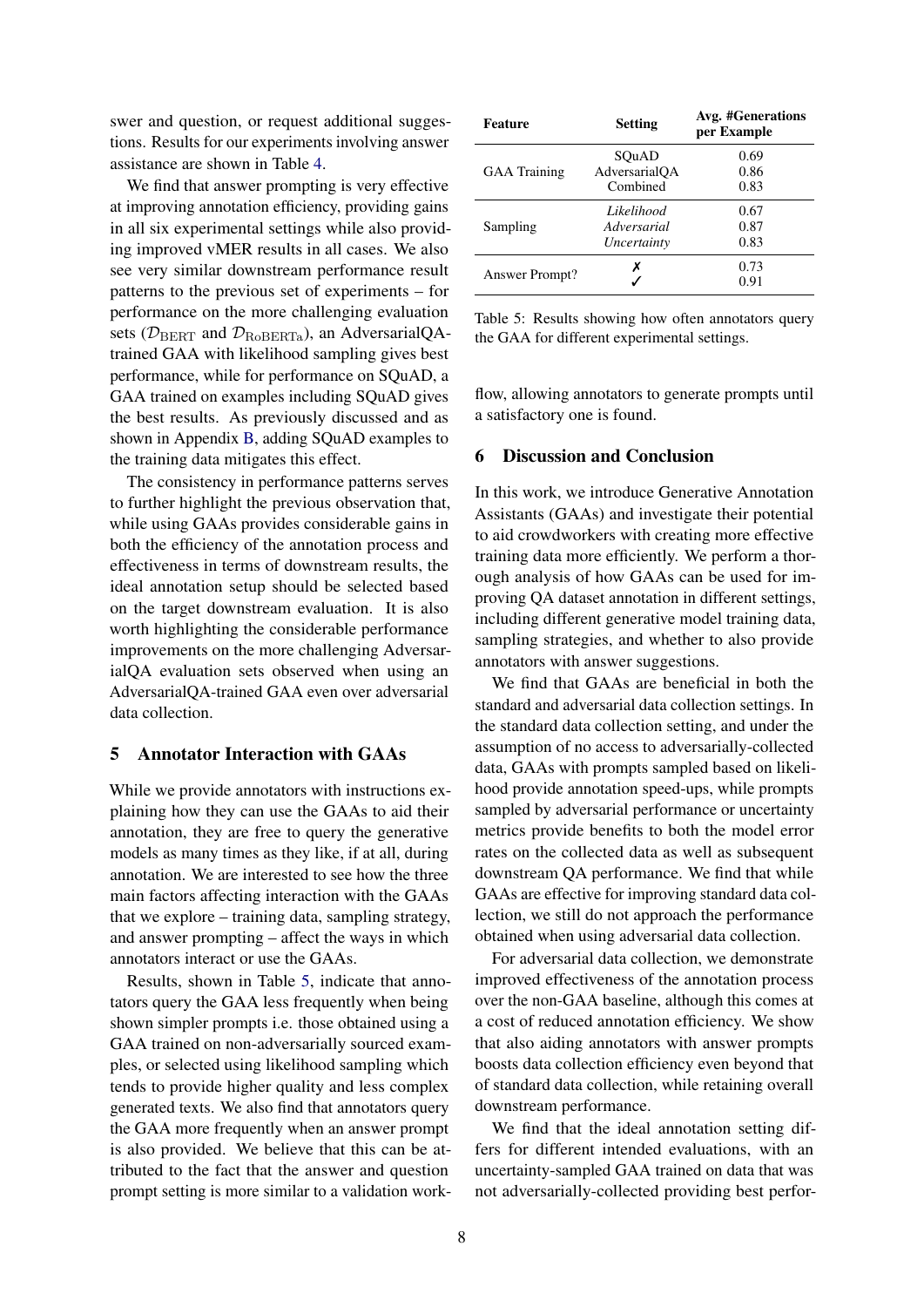swer and question, or request additional suggestions. Results for our experiments involving answer assistance are shown in Table 4.

We find that answer prompting is very effective at improving annotation efficiency, providing gains in all six experimental settings while also providing improved vMER results in all cases. We also see very similar downstream performance result patterns to the previous set of experiments – for performance on the more challenging evaluation sets ($\mathcal{D}_{\text{BERT}}$ and $\mathcal{D}_{\text{RoBERTa}}$), an AdversarialQA-trained GAA with likelihood sampling gives best performance, while for performance on SQuAD, a GAA trained on examples including SQuAD gives the best results. As previously discussed and as shown in Appendix B, adding SQuAD examples to the training data mitigates this effect.

The consistency in performance patterns serves to further highlight the previous observation that, while using GAAs provides considerable gains in both the efficiency of the annotation process and effectiveness in terms of downstream results, the ideal annotation setup should be selected based on the target downstream evaluation. It is also worth highlighting the considerable performance improvements on the more challenging AdversarialQA evaluation sets observed when using an AdversarialQA-trained GAA even over adversarial data collection.

## 5 Annotator Interaction with GAAs

While we provide annotators with instructions explaining how they can use the GAAs to aid their annotation, they are free to query the generative models as many times as they like, if at all, during annotation. We are interested to see how the three main factors affecting interaction with the GAAs that we explore – training data, sampling strategy, and answer prompting – affect the ways in which annotators interact or use the GAAs.

Results, shown in Table 5, indicate that annotators query the GAA less frequently when being shown simpler prompts i.e. those obtained using a GAA trained on non-adversarially sourced examples, or selected using likelihood sampling which tends to provide higher quality and less complex generated texts. We also find that annotators query the GAA more frequently when an answer prompt is also provided. We believe that this can be attributed to the fact that the answer and question prompt setting is more similar to a validation workflow, allowing annotators to generate prompts until a satisfactory one is found.

| Feature | Setting | Avg. #Generations per Example |
|---|---|---|
| GAA Training | SQuAD | 0.69 |
| | AdversarialQA | 0.86 |
| | Combined | 0.83 |
| Sampling | *Likelihood* | 0.67 |
| | *Adversarial* | 0.87 |
| | *Uncertainty* | 0.83 |
| Answer Prompt? | ✗ | 0.73 |
| | ✓ | 0.91 |

Table 5: Results showing how often annotators query the GAA for different experimental settings.

## 6 Discussion and Conclusion

In this work, we introduce Generative Annotation Assistants (GAAs) and investigate their potential to aid crowdworkers with creating more effective training data more efficiently. We perform a thorough analysis of how GAAs can be used for improving QA dataset annotation in different settings, including different generative model training data, sampling strategies, and whether to also provide annotators with answer suggestions.

We find that GAAs are beneficial in both the standard and adversarial data collection settings. In the standard data collection setting, and under the assumption of no access to adversarially-collected data, GAAs with prompts sampled based on likelihood provide annotation speed-ups, while prompts sampled by adversarial performance or uncertainty metrics provide benefits to both the model error rates on the collected data as well as subsequent downstream QA performance. We find that while GAAs are effective for improving standard data collection, we still do not approach the performance obtained when using adversarial data collection.

For adversarial data collection, we demonstrate improved effectiveness of the annotation process over the non-GAA baseline, although this comes at a cost of reduced annotation efficiency. We show that also aiding annotators with answer prompts boosts data collection efficiency even beyond that of standard data collection, while retaining overall downstream performance.

We find that the ideal annotation setting differs for different intended evaluations, with an uncertainty-sampled GAA trained on data that was not adversarially-collected providing best perfor-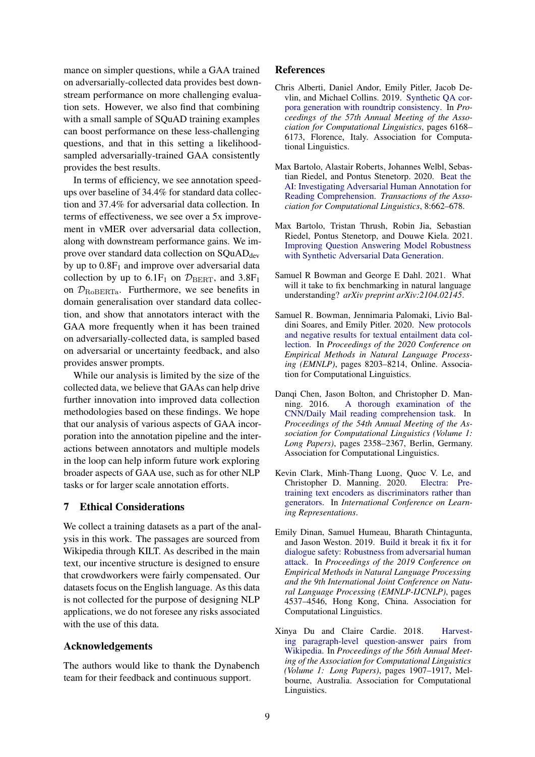mance on simpler questions, while a GAA trained on adversarially-collected data provides best downstream performance on more challenging evaluation sets. However, we also find that combining with a small sample of SQuAD training examples can boost performance on these less-challenging questions, and that in this setting a likelihood-sampled adversarially-trained GAA consistently provides the best results.

In terms of efficiency, we see annotation speedups over baseline of 34.4% for standard data collection and 37.4% for adversarial data collection. In terms of effectiveness, we see over a 5x improvement in vMER over adversarial data collection, along with downstream performance gains. We improve over standard data collection on $\text{SQuAD}_{\text{dev}}$ by up to $0.8\text{F}_1$ and improve over adversarial data collection by up to $6.1\text{F}_1$ on $\mathcal{D}_{\text{BERT}}$, and $3.8\text{F}_1$ on $\mathcal{D}_{\text{RoBERTa}}$. Furthermore, we see benefits in domain generalisation over standard data collection, and show that annotators interact with the GAA more frequently when it has been trained on adversarially-collected data, is sampled based on adversarial or uncertainty feedback, and also provides answer prompts.

While our analysis is limited by the size of the collected data, we believe that GAAs can help drive further innovation into improved data collection methodologies based on these findings. We hope that our analysis of various aspects of GAA incorporation into the annotation pipeline and the interactions between annotators and multiple models in the loop can help inform future work exploring broader aspects of GAA use, such as for other NLP tasks or for larger scale annotation efforts.

## 7 Ethical Considerations

We collect a training datasets as a part of the analysis in this work. The passages are sourced from Wikipedia through KILT. As described in the main text, our incentive structure is designed to ensure that crowdworkers were fairly compensated. Our datasets focus on the English language. As this data is not collected for the purpose of designing NLP applications, we do not foresee any risks associated with the use of this data.

## Acknowledgements

The authors would like to thank the Dynabench team for their feedback and continuous support.

## References

Chris Alberti, Daniel Andor, Emily Pitler, Jacob Devlin, and Michael Collins. 2019. Synthetic QA corpora generation with roundtrip consistency. In *Proceedings of the 57th Annual Meeting of the Association for Computational Linguistics*, pages 6168–6173, Florence, Italy. Association for Computational Linguistics.

Max Bartolo, Alastair Roberts, Johannes Welbl, Sebastian Riedel, and Pontus Stenetorp. 2020. Beat the AI: Investigating Adversarial Human Annotation for Reading Comprehension. *Transactions of the Association for Computational Linguistics*, 8:662–678.

Max Bartolo, Tristan Thrush, Robin Jia, Sebastian Riedel, Pontus Stenetorp, and Douwe Kiela. 2021. Improving Question Answering Model Robustness with Synthetic Adversarial Data Generation.

Samuel R Bowman and George E Dahl. 2021. What will it take to fix benchmarking in natural language understanding? *arXiv preprint arXiv:2104.02145*.

Samuel R. Bowman, Jennimaria Palomaki, Livio Baldini Soares, and Emily Pitler. 2020. New protocols and negative results for textual entailment data collection. In *Proceedings of the 2020 Conference on Empirical Methods in Natural Language Processing (EMNLP)*, pages 8203–8214, Online. Association for Computational Linguistics.

Danqi Chen, Jason Bolton, and Christopher D. Manning. 2016. A thorough examination of the CNN/Daily Mail reading comprehension task. In *Proceedings of the 54th Annual Meeting of the Association for Computational Linguistics (Volume 1: Long Papers)*, pages 2358–2367, Berlin, Germany. Association for Computational Linguistics.

Kevin Clark, Minh-Thang Luong, Quoc V. Le, and Christopher D. Manning. 2020. Electra: Pre-training text encoders as discriminators rather than generators. In *International Conference on Learning Representations*.

Emily Dinan, Samuel Humeau, Bharath Chintagunta, and Jason Weston. 2019. Build it break it fix it for dialogue safety: Robustness from adversarial human attack. In *Proceedings of the 2019 Conference on Empirical Methods in Natural Language Processing and the 9th International Joint Conference on Natural Language Processing (EMNLP-IJCNLP)*, pages 4537–4546, Hong Kong, China. Association for Computational Linguistics.

Xinya Du and Claire Cardie. 2018. Harvesting paragraph-level question-answer pairs from Wikipedia. In *Proceedings of the 56th Annual Meeting of the Association for Computational Linguistics (Volume 1: Long Papers)*, pages 1907–1917, Melbourne, Australia. Association for Computational Linguistics.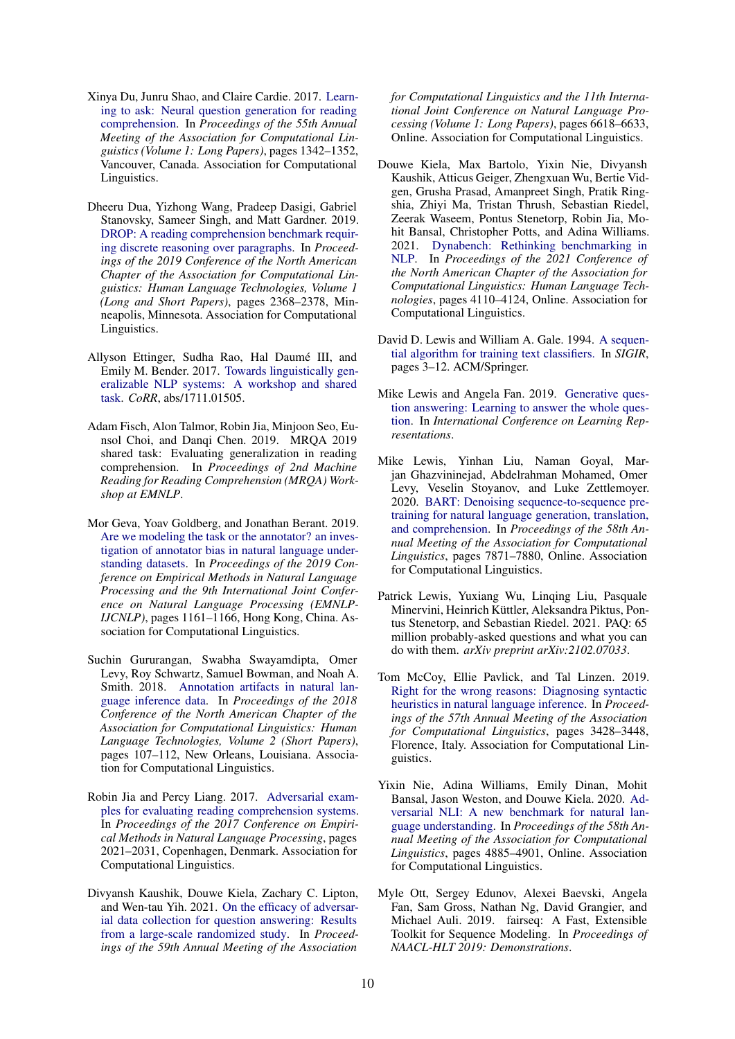Xinya Du, Junru Shao, and Claire Cardie. 2017. Learning to ask: Neural question generation for reading comprehension. In *Proceedings of the 55th Annual Meeting of the Association for Computational Linguistics (Volume 1: Long Papers)*, pages 1342–1352, Vancouver, Canada. Association for Computational Linguistics.

Dheeru Dua, Yizhong Wang, Pradeep Dasigi, Gabriel Stanovsky, Sameer Singh, and Matt Gardner. 2019. DROP: A reading comprehension benchmark requiring discrete reasoning over paragraphs. In *Proceedings of the 2019 Conference of the North American Chapter of the Association for Computational Linguistics: Human Language Technologies, Volume 1 (Long and Short Papers)*, pages 2368–2378, Minneapolis, Minnesota. Association for Computational Linguistics.

Allyson Ettinger, Sudha Rao, Hal Daumé III, and Emily M. Bender. 2017. Towards linguistically generalizable NLP systems: A workshop and shared task. *CoRR*, abs/1711.01505.

Adam Fisch, Alon Talmor, Robin Jia, Minjoon Seo, Eunsol Choi, and Danqi Chen. 2019. MRQA 2019 shared task: Evaluating generalization in reading comprehension. In *Proceedings of 2nd Machine Reading for Reading Comprehension (MRQA) Workshop at EMNLP*.

Mor Geva, Yoav Goldberg, and Jonathan Berant. 2019. Are we modeling the task or the annotator? an investigation of annotator bias in natural language understanding datasets. In *Proceedings of the 2019 Conference on Empirical Methods in Natural Language Processing and the 9th International Joint Conference on Natural Language Processing (EMNLP-IJCNLP)*, pages 1161–1166, Hong Kong, China. Association for Computational Linguistics.

Suchin Gururangan, Swabha Swayamdipta, Omer Levy, Roy Schwartz, Samuel Bowman, and Noah A. Smith. 2018. Annotation artifacts in natural language inference data. In *Proceedings of the 2018 Conference of the North American Chapter of the Association for Computational Linguistics: Human Language Technologies, Volume 2 (Short Papers)*, pages 107–112, New Orleans, Louisiana. Association for Computational Linguistics.

Robin Jia and Percy Liang. 2017. Adversarial examples for evaluating reading comprehension systems. In *Proceedings of the 2017 Conference on Empirical Methods in Natural Language Processing*, pages 2021–2031, Copenhagen, Denmark. Association for Computational Linguistics.

Divyansh Kaushik, Douwe Kiela, Zachary C. Lipton, and Wen-tau Yih. 2021. On the efficacy of adversarial data collection for question answering: Results from a large-scale randomized study. In *Proceedings of the 59th Annual Meeting of the Association for Computational Linguistics and the 11th International Joint Conference on Natural Language Processing (Volume 1: Long Papers)*, pages 6618–6633, Online. Association for Computational Linguistics.

Douwe Kiela, Max Bartolo, Yixin Nie, Divyansh Kaushik, Atticus Geiger, Zhengxuan Wu, Bertie Vidgen, Grusha Prasad, Amanpreet Singh, Pratik Ringshia, Zhiyi Ma, Tristan Thrush, Sebastian Riedel, Zeerak Waseem, Pontus Stenetorp, Robin Jia, Mohit Bansal, Christopher Potts, and Adina Williams. 2021. Dynabench: Rethinking benchmarking in NLP. In *Proceedings of the 2021 Conference of the North American Chapter of the Association for Computational Linguistics: Human Language Technologies*, pages 4110–4124, Online. Association for Computational Linguistics.

David D. Lewis and William A. Gale. 1994. A sequential algorithm for training text classifiers. In *SIGIR*, pages 3–12. ACM/Springer.

Mike Lewis and Angela Fan. 2019. Generative question answering: Learning to answer the whole question. In *International Conference on Learning Representations*.

Mike Lewis, Yinhan Liu, Naman Goyal, Marjan Ghazvininejad, Abdelrahman Mohamed, Omer Levy, Veselin Stoyanov, and Luke Zettlemoyer. 2020. BART: Denoising sequence-to-sequence pre-training for natural language generation, translation, and comprehension. In *Proceedings of the 58th Annual Meeting of the Association for Computational Linguistics*, pages 7871–7880, Online. Association for Computational Linguistics.

Patrick Lewis, Yuxiang Wu, Linqing Liu, Pasquale Minervini, Heinrich Küttler, Aleksandra Piktus, Pontus Stenetorp, and Sebastian Riedel. 2021. PAQ: 65 million probably-asked questions and what you can do with them. *arXiv preprint arXiv:2102.07033*.

Tom McCoy, Ellie Pavlick, and Tal Linzen. 2019. Right for the wrong reasons: Diagnosing syntactic heuristics in natural language inference. In *Proceedings of the 57th Annual Meeting of the Association for Computational Linguistics*, pages 3428–3448, Florence, Italy. Association for Computational Linguistics.

Yixin Nie, Adina Williams, Emily Dinan, Mohit Bansal, Jason Weston, and Douwe Kiela. 2020. Adversarial NLI: A new benchmark for natural language understanding. In *Proceedings of the 58th Annual Meeting of the Association for Computational Linguistics*, pages 4885–4901, Online. Association for Computational Linguistics.

Myle Ott, Sergey Edunov, Alexei Baevski, Angela Fan, Sam Gross, Nathan Ng, David Grangier, and Michael Auli. 2019. fairseq: A Fast, Extensible Toolkit for Sequence Modeling. In *Proceedings of NAACL-HLT 2019: Demonstrations*.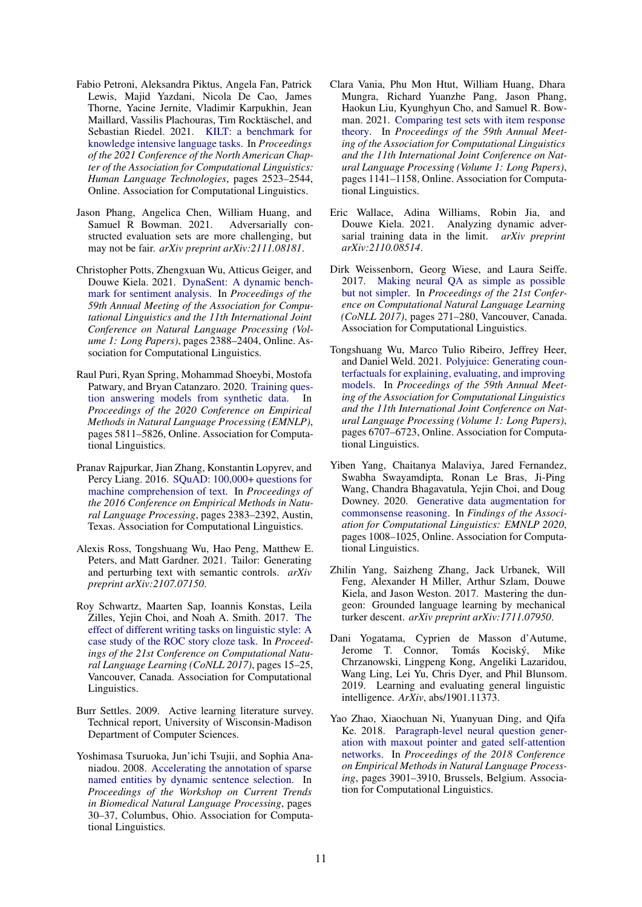Fabio Petroni, Aleksandra Piktus, Angela Fan, Patrick Lewis, Majid Yazdani, Nicola De Cao, James Thorne, Yacine Jernite, Vladimir Karpukhin, Jean Maillard, Vassilis Plachouras, Tim Rocktäschel, and Sebastian Riedel. 2021. KILT: a benchmark for knowledge intensive language tasks. In *Proceedings of the 2021 Conference of the North American Chapter of the Association for Computational Linguistics: Human Language Technologies*, pages 2523–2544, Online. Association for Computational Linguistics.

Jason Phang, Angelica Chen, William Huang, and Samuel R Bowman. 2021. Adversarially constructed evaluation sets are more challenging, but may not be fair. *arXiv preprint arXiv:2111.08181*.

Christopher Potts, Zhengxuan Wu, Atticus Geiger, and Douwe Kiela. 2021. DynaSent: A dynamic benchmark for sentiment analysis. In *Proceedings of the 59th Annual Meeting of the Association for Computational Linguistics and the 11th International Joint Conference on Natural Language Processing (Volume 1: Long Papers)*, pages 2388–2404, Online. Association for Computational Linguistics.

Raul Puri, Ryan Spring, Mohammad Shoeybi, Mostofa Patwary, and Bryan Catanzaro. 2020. Training question answering models from synthetic data. In *Proceedings of the 2020 Conference on Empirical Methods in Natural Language Processing (EMNLP)*, pages 5811–5826, Online. Association for Computational Linguistics.

Pranav Rajpurkar, Jian Zhang, Konstantin Lopyrev, and Percy Liang. 2016. SQuAD: 100,000+ questions for machine comprehension of text. In *Proceedings of the 2016 Conference on Empirical Methods in Natural Language Processing*, pages 2383–2392, Austin, Texas. Association for Computational Linguistics.

Alexis Ross, Tongshuang Wu, Hao Peng, Matthew E. Peters, and Matt Gardner. 2021. Tailor: Generating and perturbing text with semantic controls. *arXiv preprint arXiv:2107.07150*.

Roy Schwartz, Maarten Sap, Ioannis Konstas, Leila Zilles, Yejin Choi, and Noah A. Smith. 2017. The effect of different writing tasks on linguistic style: A case study of the ROC story cloze task. In *Proceedings of the 21st Conference on Computational Natural Language Learning (CoNLL 2017)*, pages 15–25, Vancouver, Canada. Association for Computational Linguistics.

Burr Settles. 2009. Active learning literature survey. Technical report, University of Wisconsin-Madison Department of Computer Sciences.

Yoshimasa Tsuruoka, Jun'ichi Tsujii, and Sophia Ananiadou. 2008. Accelerating the annotation of sparse named entities by dynamic sentence selection. In *Proceedings of the Workshop on Current Trends in Biomedical Natural Language Processing*, pages 30–37, Columbus, Ohio. Association for Computational Linguistics.

Clara Vania, Phu Mon Htut, William Huang, Dhara Mungra, Richard Yuanzhe Pang, Jason Phang, Haokun Liu, Kyunghyun Cho, and Samuel R. Bowman. 2021. Comparing test sets with item response theory. In *Proceedings of the 59th Annual Meeting of the Association for Computational Linguistics and the 11th International Joint Conference on Natural Language Processing (Volume 1: Long Papers)*, pages 1141–1158, Online. Association for Computational Linguistics.

Eric Wallace, Adina Williams, Robin Jia, and Douwe Kiela. 2021. Analyzing dynamic adversarial training data in the limit. *arXiv preprint arXiv:2110.08514*.

Dirk Weissenborn, Georg Wiese, and Laura Seiffe. 2017. Making neural QA as simple as possible but not simpler. In *Proceedings of the 21st Conference on Computational Natural Language Learning (CoNLL 2017)*, pages 271–280, Vancouver, Canada. Association for Computational Linguistics.

Tongshuang Wu, Marco Tulio Ribeiro, Jeffrey Heer, and Daniel Weld. 2021. Polyjuice: Generating counterfactuals for explaining, evaluating, and improving models. In *Proceedings of the 59th Annual Meeting of the Association for Computational Linguistics and the 11th International Joint Conference on Natural Language Processing (Volume 1: Long Papers)*, pages 6707–6723, Online. Association for Computational Linguistics.

Yiben Yang, Chaitanya Malaviya, Jared Fernandez, Swabha Swayamdipta, Ronan Le Bras, Ji-Ping Wang, Chandra Bhagavatula, Yejin Choi, and Doug Downey. 2020. Generative data augmentation for commonsense reasoning. In *Findings of the Association for Computational Linguistics: EMNLP 2020*, pages 1008–1025, Online. Association for Computational Linguistics.

Zhilin Yang, Saizheng Zhang, Jack Urbanek, Will Feng, Alexander H Miller, Arthur Szlam, Douwe Kiela, and Jason Weston. 2017. Mastering the dungeon: Grounded language learning by mechanical turker descent. *arXiv preprint arXiv:1711.07950*.

Dani Yogatama, Cyprien de Masson d'Autume, Jerome T. Connor, Tomás Kociský, Mike Chrzanowski, Lingpeng Kong, Angeliki Lazaridou, Wang Ling, Lei Yu, Chris Dyer, and Phil Blunsom. 2019. Learning and evaluating general linguistic intelligence. *ArXiv*, abs/1901.11373.

Yao Zhao, Xiaochuan Ni, Yuanyuan Ding, and Qifa Ke. 2018. Paragraph-level neural question generation with maxout pointer and gated self-attention networks. In *Proceedings of the 2018 Conference on Empirical Methods in Natural Language Processing*, pages 3901–3910, Brussels, Belgium. Association for Computational Linguistics.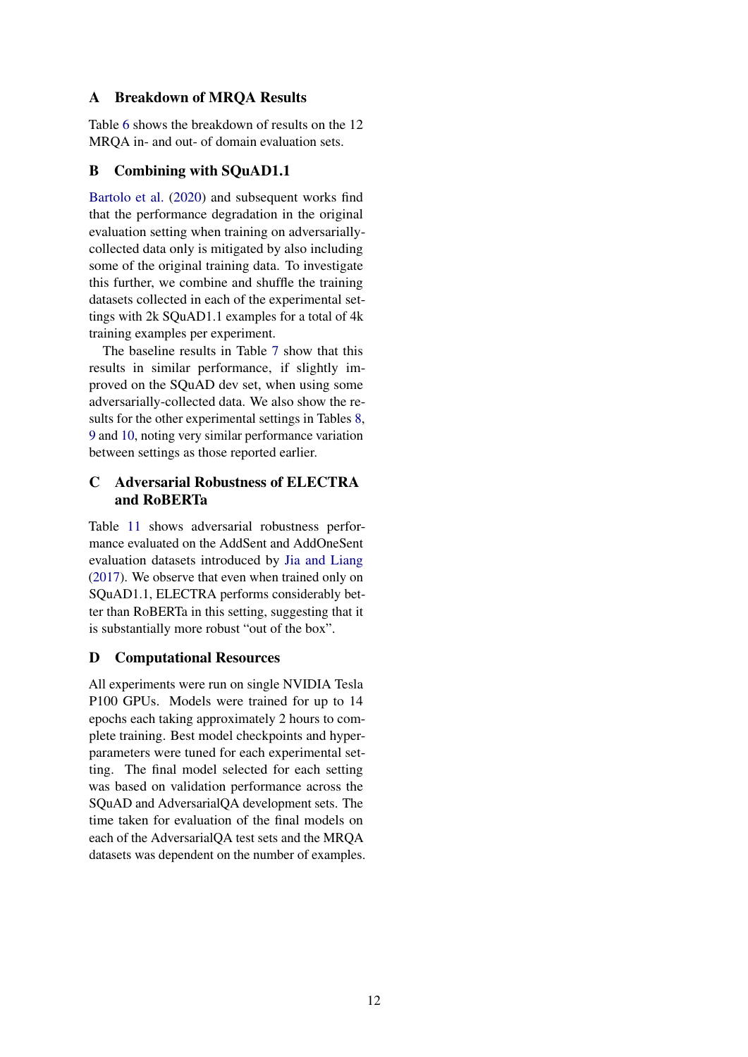## A Breakdown of MRQA Results

Table 6 shows the breakdown of results on the 12 MRQA in- and out- of domain evaluation sets.

## B Combining with SQuAD1.1

Bartolo et al. (2020) and subsequent works find that the performance degradation in the original evaluation setting when training on adversarially-collected data only is mitigated by also including some of the original training data. To investigate this further, we combine and shuffle the training datasets collected in each of the experimental settings with 2k SQuAD1.1 examples for a total of 4k training examples per experiment.

The baseline results in Table 7 show that this results in similar performance, if slightly improved on the SQuAD dev set, when using some adversarially-collected data. We also show the results for the other experimental settings in Tables 8, 9 and 10, noting very similar performance variation between settings as those reported earlier.

## C Adversarial Robustness of ELECTRA and RoBERTa

Table 11 shows adversarial robustness performance evaluated on the AddSent and AddOneSent evaluation datasets introduced by Jia and Liang (2017). We observe that even when trained only on SQuAD1.1, ELECTRA performs considerably better than RoBERTa in this setting, suggesting that it is substantially more robust "out of the box".

## D Computational Resources

All experiments were run on single NVIDIA Tesla P100 GPUs. Models were trained for up to 14 epochs each taking approximately 2 hours to complete training. Best model checkpoints and hyperparameters were tuned for each experimental setting. The final model selected for each setting was based on validation performance across the SQuAD and AdversarialQA development sets. The time taken for evaluation of the final models on each of the AdversarialQA test sets and the MRQA datasets was dependent on the number of examples.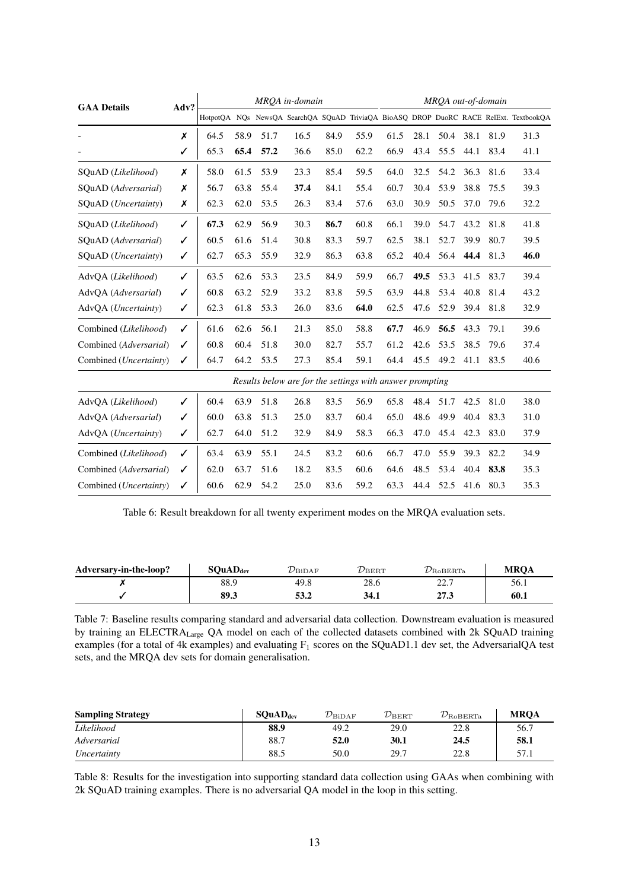| GAA Details | Adv? | *MRQA in-domain* | | | | | | *MRQA out-of-domain* | | | | | |
|---|---|---|---|---|---|---|---|---|---|---|---|---|---|
| | | HotpotQA | NQs | NewsQA | SearchQA | SQuAD | TriviaQA | BioASQ | DROP | DuoRC | RACE | RelExt. | TextbookQA |
| - | ✗ | 64.5 | 58.9 | 51.7 | 16.5 | 84.9 | 55.9 | 61.5 | 28.1 | 50.4 | 38.1 | 81.9 | 31.3 |
| - | ✓ | 65.3 | **65.4** | **57.2** | 36.6 | 85.0 | 62.2 | 66.9 | 43.4 | 55.5 | 44.1 | 83.4 | 41.1 |
| SQuAD (*Likelihood*) | ✗ | 58.0 | 61.5 | 53.9 | 23.3 | 85.4 | 59.5 | 64.0 | 32.5 | 54.2 | 36.3 | 81.6 | 33.4 |
| SQuAD (*Adversarial*) | ✗ | 56.7 | 63.8 | 55.4 | **37.4** | 84.1 | 55.4 | 60.7 | 30.4 | 53.9 | 38.8 | 75.5 | 39.3 |
| SQuAD (*Uncertainty*) | ✗ | 62.3 | 62.0 | 53.5 | 26.3 | 83.4 | 57.6 | 63.0 | 30.9 | 50.5 | 37.0 | 79.6 | 32.2 |
| SQuAD (*Likelihood*) | ✓ | **67.3** | 62.9 | 56.9 | 30.3 | **86.7** | 60.8 | 66.1 | 39.0 | 54.7 | 43.2 | 81.8 | 41.8 |
| SQuAD (*Adversarial*) | ✓ | 60.5 | 61.6 | 51.4 | 30.8 | 83.3 | 59.7 | 62.5 | 38.1 | 52.7 | 39.9 | 80.7 | 39.5 |
| SQuAD (*Uncertainty*) | ✓ | 62.7 | 65.3 | 55.9 | 32.9 | 86.3 | 63.8 | 65.2 | 40.4 | 56.4 | **44.4** | 81.3 | **46.0** |
| AdvQA (*Likelihood*) | ✓ | 63.5 | 62.6 | 53.3 | 23.5 | 84.9 | 59.9 | 66.7 | **49.5** | 53.3 | 41.5 | 83.7 | 39.4 |
| AdvQA (*Adversarial*) | ✓ | 60.8 | 63.2 | 52.9 | 33.2 | 83.8 | 59.5 | 63.9 | 44.8 | 53.4 | 40.8 | 81.4 | 43.2 |
| AdvQA (*Uncertainty*) | ✓ | 62.3 | 61.8 | 53.3 | 26.0 | 83.6 | **64.0** | 62.5 | 47.6 | 52.9 | 39.4 | 81.8 | 32.9 |
| Combined (*Likelihood*) | ✓ | 61.6 | 62.6 | 56.1 | 21.3 | 85.0 | 58.8 | **67.7** | 46.9 | **56.5** | 43.3 | 79.1 | 39.6 |
| Combined (*Adversarial*) | ✓ | 60.8 | 60.4 | 51.8 | 30.0 | 82.7 | 55.7 | 61.2 | 42.6 | 53.5 | 38.5 | 79.6 | 37.4 |
| Combined (*Uncertainty*) | ✓ | 64.7 | 64.2 | 53.5 | 27.3 | 85.4 | 59.1 | 64.4 | 45.5 | 49.2 | 41.1 | 83.5 | 40.6 |
| *Results below are for the settings with answer prompting* | | | | | | | | | | | | | |
| AdvQA (*Likelihood*) | ✓ | 60.4 | 63.9 | 51.8 | 26.8 | 83.5 | 56.9 | 65.8 | 48.4 | 51.7 | 42.5 | 81.0 | 38.0 |
| AdvQA (*Adversarial*) | ✓ | 60.0 | 63.8 | 51.3 | 25.0 | 83.7 | 60.4 | 65.0 | 48.6 | 49.9 | 40.4 | 83.3 | 31.0 |
| AdvQA (*Uncertainty*) | ✓ | 62.7 | 64.0 | 51.2 | 32.9 | 84.9 | 58.3 | 66.3 | 47.0 | 45.4 | 42.3 | 83.0 | 37.9 |
| Combined (*Likelihood*) | ✓ | 63.4 | 63.9 | 55.1 | 24.5 | 83.2 | 60.6 | 66.7 | 47.0 | 55.9 | 39.3 | 82.2 | 34.9 |
| Combined (*Adversarial*) | ✓ | 62.0 | 63.7 | 51.6 | 18.2 | 83.5 | 60.6 | 64.6 | 48.5 | 53.4 | 40.4 | **83.8** | 35.3 |
| Combined (*Uncertainty*) | ✓ | 60.6 | 62.9 | 54.2 | 25.0 | 83.6 | 59.2 | 63.3 | 44.4 | 52.5 | 41.6 | 80.3 | 35.3 |

Table 6: Result breakdown for all twenty experiment modes on the MRQA evaluation sets.

| Adversary-in-the-loop? | $\textbf{SQuAD}_{\textbf{dev}}$ | $\mathcal{D}_{\text{BiDAF}}$ | $\mathcal{D}_{\text{BERT}}$ | $\mathcal{D}_{\text{RoBERTa}}$ | **MRQA** |
|---|---|---|---|---|---|
| ✗ | 88.9 | 49.8 | 28.6 | 22.7 | 56.1 |
| ✓ | **89.3** | **53.2** | **34.1** | **27.3** | **60.1** |

Table 7: Baseline results comparing standard and adversarial data collection. Downstream evaluation is measured by training an $\text{ELECTRA}_{\text{Large}}$ QA model on each of the collected datasets combined with 2k SQuAD training examples (for a total of 4k examples) and evaluating $F_1$ scores on the SQuAD1.1 dev set, the AdversarialQA test sets, and the MRQA dev sets for domain generalisation.

| Sampling Strategy | $\textbf{SQuAD}_{\textbf{dev}}$ | $\mathcal{D}_{\text{BiDAF}}$ | $\mathcal{D}_{\text{BERT}}$ | $\mathcal{D}_{\text{RoBERTa}}$ | **MRQA** |
|---|---|---|---|---|---|
| *Likelihood* | **88.9** | 49.2 | 29.0 | 22.8 | 56.7 |
| *Adversarial* | 88.7 | **52.0** | **30.1** | **24.5** | **58.1** |
| *Uncertainty* | 88.5 | 50.0 | 29.7 | 22.8 | 57.1 |

Table 8: Results for the investigation into supporting standard data collection using GAAs when combining with 2k SQuAD training examples. There is no adversarial QA model in the loop in this setting.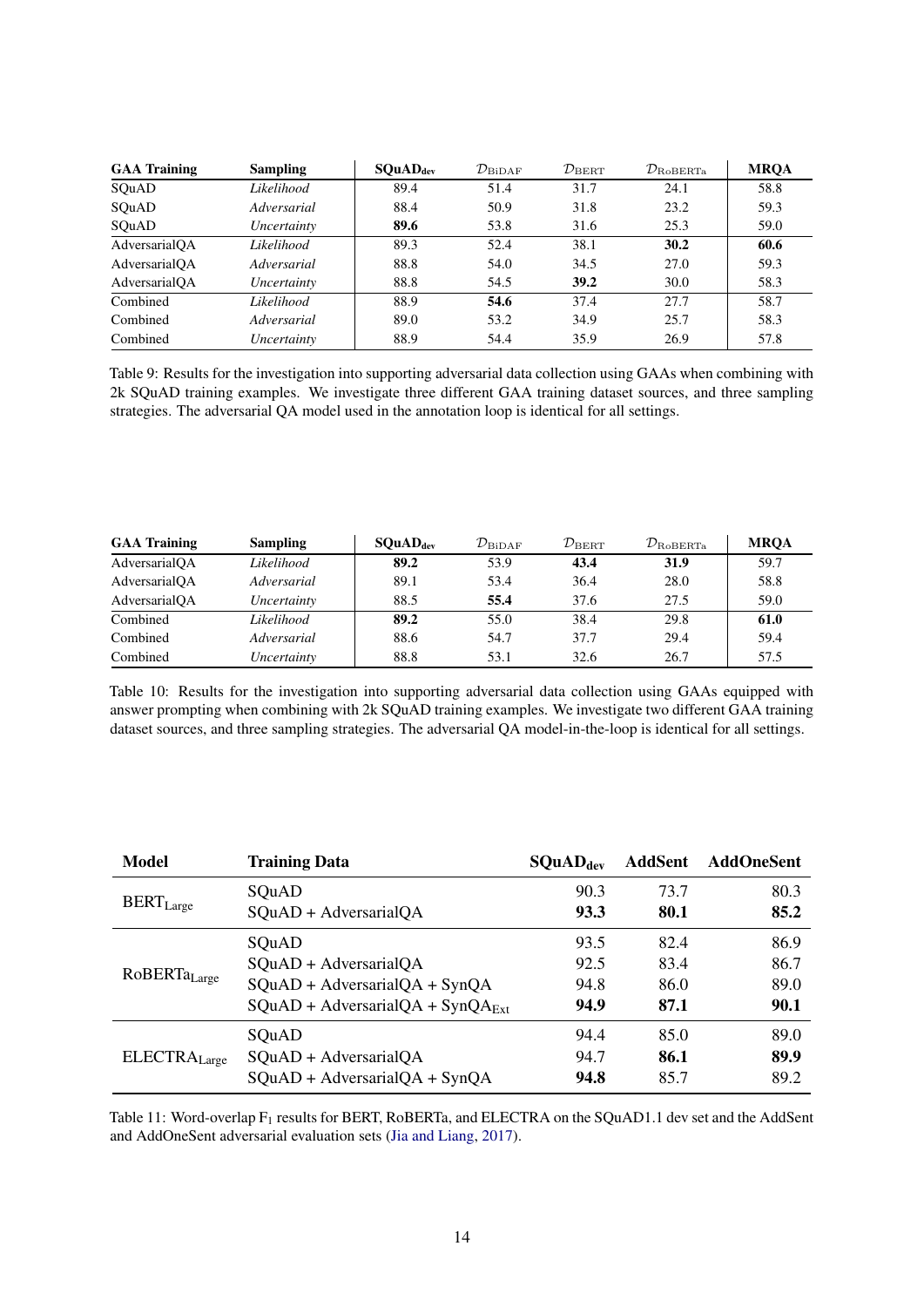| **GAA Training** | **Sampling** | **SQuAD$_{\text{dev}}$** | $\mathcal{D}_{\text{BiDAF}}$ | $\mathcal{D}_{\text{BERT}}$ | $\mathcal{D}_{\text{RoBERTa}}$ | **MRQA** |
|---|---|---|---|---|---|---|
| SQuAD | *Likelihood* | 89.4 | 51.4 | 31.7 | 24.1 | 58.8 |
| SQuAD | *Adversarial* | 88.4 | 50.9 | 31.8 | 23.2 | 59.3 |
| SQuAD | *Uncertainty* | **89.6** | 53.8 | 31.6 | 25.3 | 59.0 |
| AdversarialQA | *Likelihood* | 89.3 | 52.4 | 38.1 | **30.2** | **60.6** |
| AdversarialQA | *Adversarial* | 88.8 | 54.0 | 34.5 | 27.0 | 59.3 |
| AdversarialQA | *Uncertainty* | 88.8 | 54.5 | **39.2** | 30.0 | 58.3 |
| Combined | *Likelihood* | 88.9 | **54.6** | 37.4 | 27.7 | 58.7 |
| Combined | *Adversarial* | 89.0 | 53.2 | 34.9 | 25.7 | 58.3 |
| Combined | *Uncertainty* | 88.9 | 54.4 | 35.9 | 26.9 | 57.8 |

Table 9: Results for the investigation into supporting adversarial data collection using GAAs when combining with 2k SQuAD training examples. We investigate three different GAA training dataset sources, and three sampling strategies. The adversarial QA model used in the annotation loop is identical for all settings.

| **GAA Training** | **Sampling** | **SQuAD$_{\text{dev}}$** | $\mathcal{D}_{\text{BiDAF}}$ | $\mathcal{D}_{\text{BERT}}$ | $\mathcal{D}_{\text{RoBERTa}}$ | **MRQA** |
|---|---|---|---|---|---|---|
| AdversarialQA | *Likelihood* | **89.2** | 53.9 | **43.4** | **31.9** | 59.7 |
| AdversarialQA | *Adversarial* | 89.1 | 53.4 | 36.4 | 28.0 | 58.8 |
| AdversarialQA | *Uncertainty* | 88.5 | **55.4** | 37.6 | 27.5 | 59.0 |
| Combined | *Likelihood* | **89.2** | 55.0 | 38.4 | 29.8 | **61.0** |
| Combined | *Adversarial* | 88.6 | 54.7 | 37.7 | 29.4 | 59.4 |
| Combined | *Uncertainty* | 88.8 | 53.1 | 32.6 | 26.7 | 57.5 |

Table 10: Results for the investigation into supporting adversarial data collection using GAAs equipped with answer prompting when combining with 2k SQuAD training examples. We investigate two different GAA training dataset sources, and three sampling strategies. The adversarial QA model-in-the-loop is identical for all settings.

| **Model** | **Training Data** | **SQuAD$_{\text{dev}}$** | **AddSent** | **AddOneSent** |
|---|---|---|---|---|
| BERT$_{\text{Large}}$ | SQuAD | 90.3 | 73.7 | 80.3 |
| | SQuAD + AdversarialQA | **93.3** | **80.1** | **85.2** |
| RoBERTa$_{\text{Large}}$ | SQuAD | 93.5 | 82.4 | 86.9 |
| | SQuAD + AdversarialQA | 92.5 | 83.4 | 86.7 |
| | SQuAD + AdversarialQA + SynQA | 94.8 | 86.0 | 89.0 |
| | SQuAD + AdversarialQA + SynQA$_{\text{Ext}}$ | **94.9** | **87.1** | **90.1** |
| ELECTRA$_{\text{Large}}$ | SQuAD | 94.4 | 85.0 | 89.0 |
| | SQuAD + AdversarialQA | 94.7 | **86.1** | **89.9** |
| | SQuAD + AdversarialQA + SynQA | **94.8** | 85.7 | 89.2 |

Table 11: Word-overlap $F_1$ results for BERT, RoBERTa, and ELECTRA on the SQuAD1.1 dev set and the AddSent and AddOneSent adversarial evaluation sets (Jia and Liang, 2017).